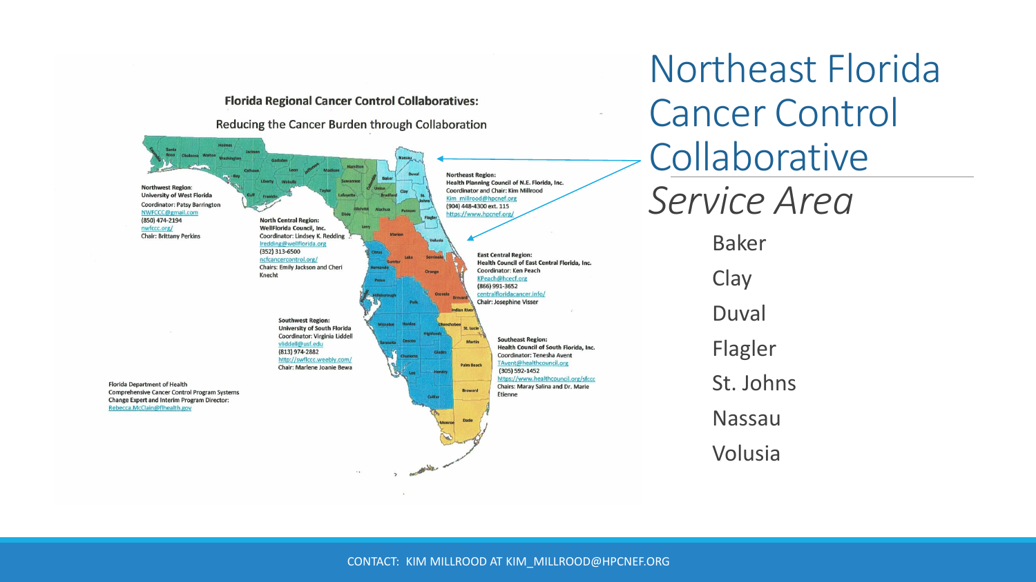# Northeast Florida Cancer Control Collaborative

*Service Area*

- Baker
- Clay
- Duval
- Flagler
- St. Johns
- Nassau
- Volusia

**Florida Regional Cancer Control Collaboratives:**

Reducing the Cancer Burden through Collaboration

**Northwest Region:**
**University of West Florida**
Coordinator: Patsy Barrington
NWFCCC@gmail.com
(850) 474-2194
nwfccc.org/
Chair: Brittany Perkins

**North Central Region:**
**WellFlorida Council, Inc.**
Coordinator: Lindsey K. Redding
lredding@wellflorida.org
(352) 313-6500
ncfcancercontrol.org/
Chairs: Emily Jackson and Cheri Knecht

**Northeast Region:**
**Health Planning Council of N.E. Florida, Inc.**
Coordinator and Chair: Kim Millrood
Kim_millrood@hpcnef.org
(904) 448-4300 ext. 115
https://www.hpcnef.org/

**East Central Region:**
**Health Council of East Central Florida, Inc.**
Coordinator: Ken Peach
KPeach@hcecf.org
(866) 991-3652
centralfloridacancer.info/
Chair: Josephine Visser

**Southwest Region:**
**University of South Florida**
Coordinator: Virginia Liddell
vliddell@usf.edu
(813) 974-2882
http://swflccc.weebly.com/
Chair: Marlene Joanie Bewa

**Southeast Region:**
**Health Council of South Florida, Inc.**
Coordinator: Tenesha Avent
TAvent@healthcouncil.org
(305) 592-1452
https://www.healthcouncil.org/sfccc
Chairs: Maray Salina and Dr. Marie Etienne

Florida Department of Health
Comprehensive Cancer Control Program Systems Change Expert and Interim Program Director:
Rebecca.McClain@flhealth.gov

CONTACT: KIM MILLROOD AT KIM_MILLROOD@HPCNEF.ORG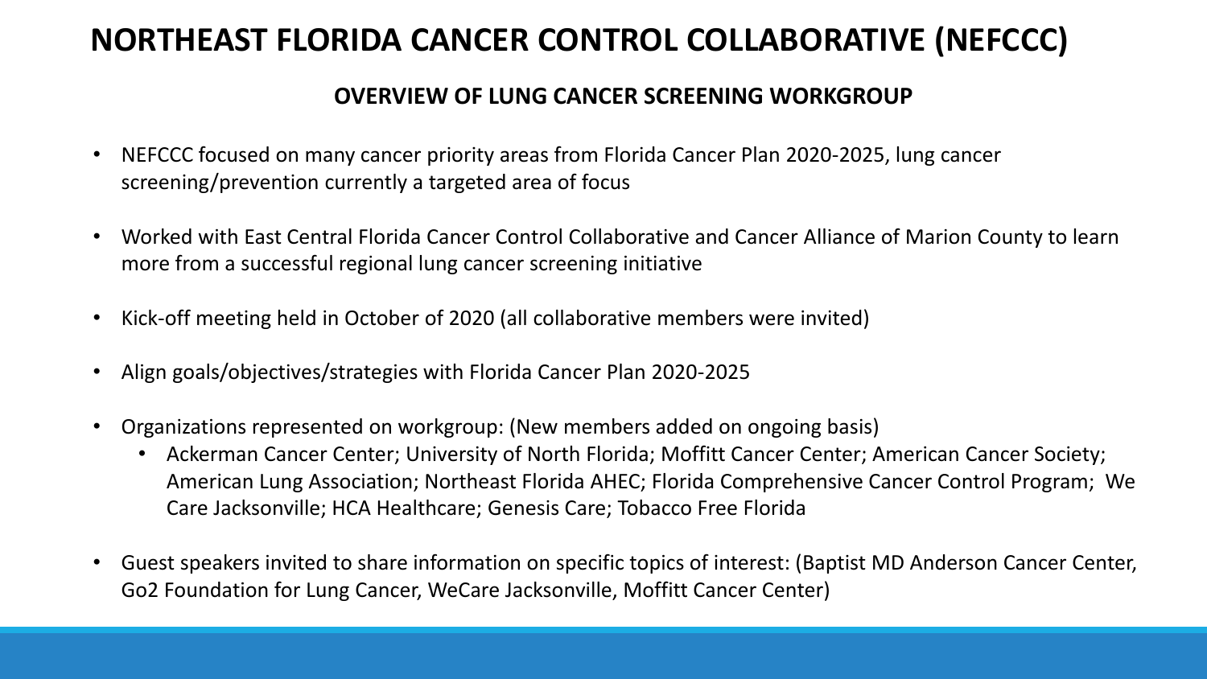# NORTHEAST FLORIDA CANCER CONTROL COLLABORATIVE (NEFCCC)

## OVERVIEW OF LUNG CANCER SCREENING WORKGROUP

- NEFCCC focused on many cancer priority areas from Florida Cancer Plan 2020-2025, lung cancer screening/prevention currently a targeted area of focus
- Worked with East Central Florida Cancer Control Collaborative and Cancer Alliance of Marion County to learn more from a successful regional lung cancer screening initiative
- Kick-off meeting held in October of 2020 (all collaborative members were invited)
- Align goals/objectives/strategies with Florida Cancer Plan 2020-2025
- Organizations represented on workgroup: (New members added on ongoing basis)
  - Ackerman Cancer Center; University of North Florida; Moffitt Cancer Center; American Cancer Society; American Lung Association; Northeast Florida AHEC; Florida Comprehensive Cancer Control Program; We Care Jacksonville; HCA Healthcare; Genesis Care; Tobacco Free Florida
- Guest speakers invited to share information on specific topics of interest: (Baptist MD Anderson Cancer Center, Go2 Foundation for Lung Cancer, WeCare Jacksonville, Moffitt Cancer Center)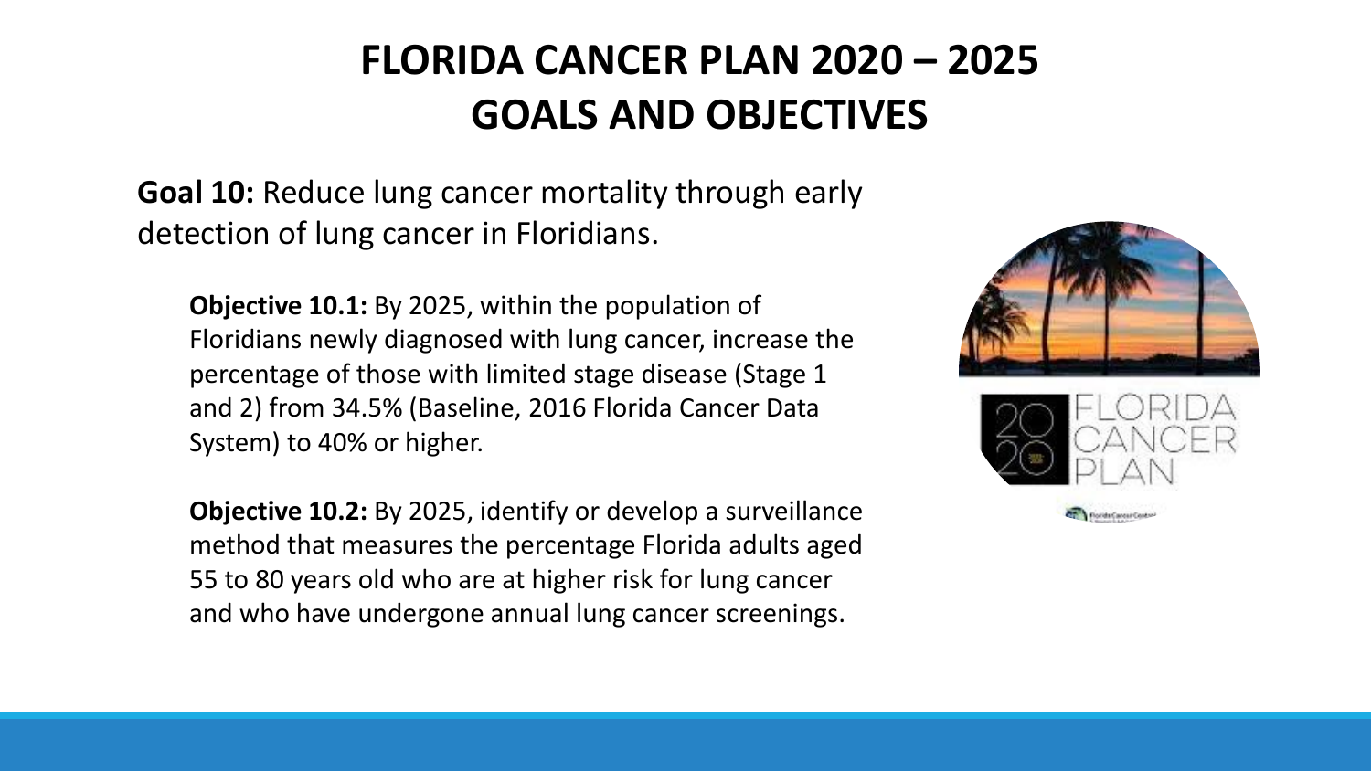# FLORIDA CANCER PLAN 2020 – 2025 GOALS AND OBJECTIVES

**Goal 10:** Reduce lung cancer mortality through early detection of lung cancer in Floridians.

**Objective 10.1:** By 2025, within the population of Floridians newly diagnosed with lung cancer, increase the percentage of those with limited stage disease (Stage 1 and 2) from 34.5% (Baseline, 2016 Florida Cancer Data System) to 40% or higher.

**Objective 10.2:** By 2025, identify or develop a surveillance method that measures the percentage Florida adults aged 55 to 80 years old who are at higher risk for lung cancer and who have undergone annual lung cancer screenings.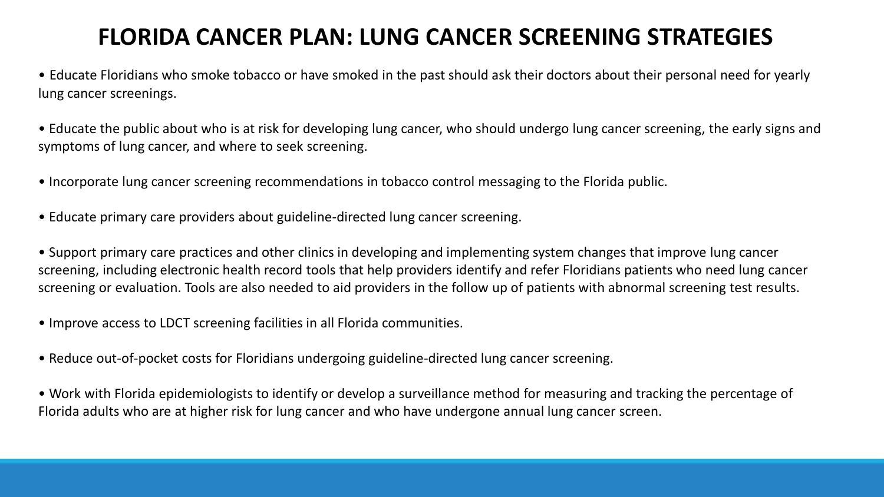# FLORIDA CANCER PLAN: LUNG CANCER SCREENING STRATEGIES

- Educate Floridians who smoke tobacco or have smoked in the past should ask their doctors about their personal need for yearly lung cancer screenings.
- Educate the public about who is at risk for developing lung cancer, who should undergo lung cancer screening, the early signs and symptoms of lung cancer, and where to seek screening.
- Incorporate lung cancer screening recommendations in tobacco control messaging to the Florida public.
- Educate primary care providers about guideline-directed lung cancer screening.
- Support primary care practices and other clinics in developing and implementing system changes that improve lung cancer screening, including electronic health record tools that help providers identify and refer Floridians patients who need lung cancer screening or evaluation. Tools are also needed to aid providers in the follow up of patients with abnormal screening test results.
- Improve access to LDCT screening facilities in all Florida communities.
- Reduce out-of-pocket costs for Floridians undergoing guideline-directed lung cancer screening.
- Work with Florida epidemiologists to identify or develop a surveillance method for measuring and tracking the percentage of Florida adults who are at higher risk for lung cancer and who have undergone annual lung cancer screen.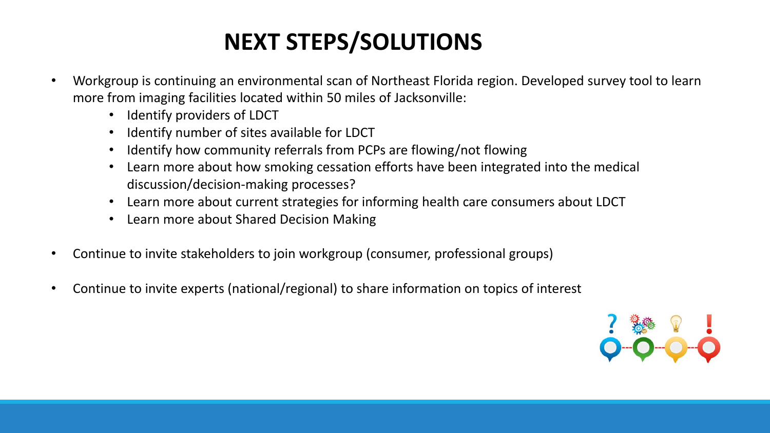# NEXT STEPS/SOLUTIONS

- Workgroup is continuing an environmental scan of Northeast Florida region. Developed survey tool to learn more from imaging facilities located within 50 miles of Jacksonville:
    - Identify providers of LDCT
    - Identify number of sites available for LDCT
    - Identify how community referrals from PCPs are flowing/not flowing
    - Learn more about how smoking cessation efforts have been integrated into the medical discussion/decision-making processes?
    - Learn more about current strategies for informing health care consumers about LDCT
    - Learn more about Shared Decision Making

- Continue to invite stakeholders to join workgroup (consumer, professional groups)

- Continue to invite experts (national/regional) to share information on topics of interest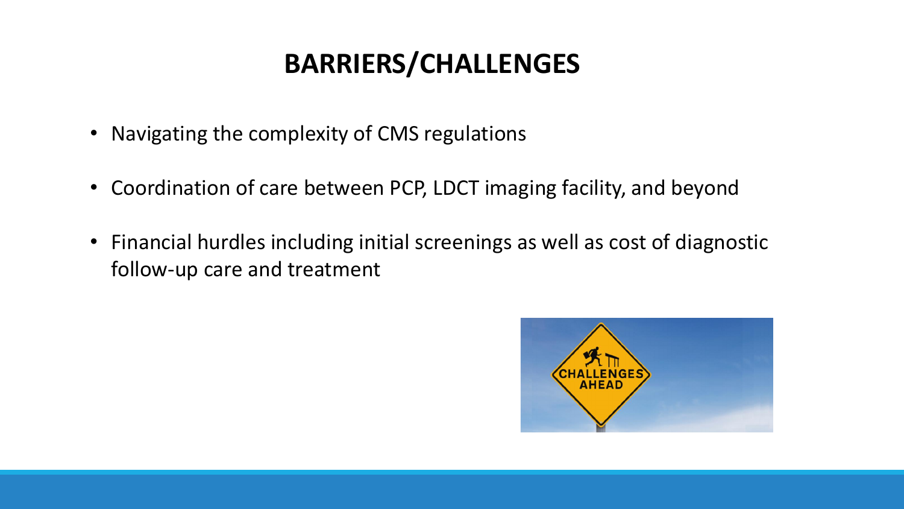# BARRIERS/CHALLENGES

- Navigating the complexity of CMS regulations
- Coordination of care between PCP, LDCT imaging facility, and beyond
- Financial hurdles including initial screenings as well as cost of diagnostic follow-up care and treatment